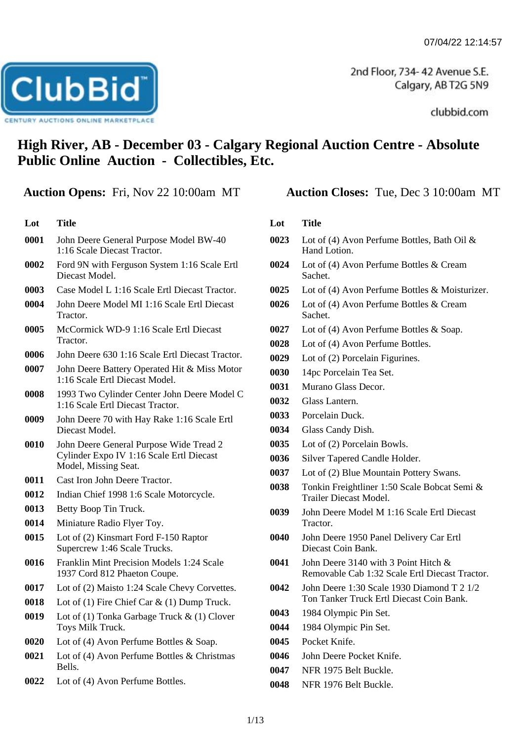2nd Floor, 734- 42 Avenue S.E.
Calgary, AB T2G 5N9

clubbid.com

# High River, AB - December 03 - Calgary Regional Auction Centre - Absolute Public Online Auction - Collectibles, Etc.

**Auction Opens:** Fri, Nov 22 10:00am MT

**Auction Closes:** Tue, Dec 3 10:00am MT

| Lot | Title |
|---|---|
| 0001 | John Deere General Purpose Model BW-40 1:16 Scale Diecast Tractor. |
| 0002 | Ford 9N with Ferguson System 1:16 Scale Ertl Diecast Model. |
| 0003 | Case Model L 1:16 Scale Ertl Diecast Tractor. |
| 0004 | John Deere Model MI 1:16 Scale Ertl Diecast Tractor. |
| 0005 | McCormick WD-9 1:16 Scale Ertl Diecast Tractor. |
| 0006 | John Deere 630 1:16 Scale Ertl Diecast Tractor. |
| 0007 | John Deere Battery Operated Hit & Miss Motor 1:16 Scale Ertl Diecast Model. |
| 0008 | 1993 Two Cylinder Center John Deere Model C 1:16 Scale Ertl Diecast Tractor. |
| 0009 | John Deere 70 with Hay Rake 1:16 Scale Ertl Diecast Model. |
| 0010 | John Deere General Purpose Wide Tread 2 Cylinder Expo IV 1:16 Scale Ertl Diecast Model, Missing Seat. |
| 0011 | Cast Iron John Deere Tractor. |
| 0012 | Indian Chief 1998 1:6 Scale Motorcycle. |
| 0013 | Betty Boop Tin Truck. |
| 0014 | Miniature Radio Flyer Toy. |
| 0015 | Lot of (2) Kinsmart Ford F-150 Raptor Supercrew 1:46 Scale Trucks. |
| 0016 | Franklin Mint Precision Models 1:24 Scale 1937 Cord 812 Phaeton Coupe. |
| 0017 | Lot of (2) Maisto 1:24 Scale Chevy Corvettes. |
| 0018 | Lot of (1) Fire Chief Car & (1) Dump Truck. |
| 0019 | Lot of (1) Tonka Garbage Truck & (1) Clover Toys Milk Truck. |
| 0020 | Lot of (4) Avon Perfume Bottles & Soap. |
| 0021 | Lot of (4) Avon Perfume Bottles & Christmas Bells. |
| 0022 | Lot of (4) Avon Perfume Bottles. |
| 0023 | Lot of (4) Avon Perfume Bottles, Bath Oil & Hand Lotion. |
| 0024 | Lot of (4) Avon Perfume Bottles & Cream Sachet. |
| 0025 | Lot of (4) Avon Perfume Bottles & Moisturizer. |
| 0026 | Lot of (4) Avon Perfume Bottles & Cream Sachet. |
| 0027 | Lot of (4) Avon Perfume Bottles & Soap. |
| 0028 | Lot of (4) Avon Perfume Bottles. |
| 0029 | Lot of (2) Porcelain Figurines. |
| 0030 | 14pc Porcelain Tea Set. |
| 0031 | Murano Glass Decor. |
| 0032 | Glass Lantern. |
| 0033 | Porcelain Duck. |
| 0034 | Glass Candy Dish. |
| 0035 | Lot of (2) Porcelain Bowls. |
| 0036 | Silver Tapered Candle Holder. |
| 0037 | Lot of (2) Blue Mountain Pottery Swans. |
| 0038 | Tonkin Freightliner 1:50 Scale Bobcat Semi & Trailer Diecast Model. |
| 0039 | John Deere Model M 1:16 Scale Ertl Diecast Tractor. |
| 0040 | John Deere 1950 Panel Delivery Car Ertl Diecast Coin Bank. |
| 0041 | John Deere 3140 with 3 Point Hitch & Removable Cab 1:32 Scale Ertl Diecast Tractor. |
| 0042 | John Deere 1:30 Scale 1930 Diamond T 2 1/2 Ton Tanker Truck Ertl Diecast Coin Bank. |
| 0043 | 1984 Olympic Pin Set. |
| 0044 | 1984 Olympic Pin Set. |
| 0045 | Pocket Knife. |
| 0046 | John Deere Pocket Knife. |
| 0047 | NFR 1975 Belt Buckle. |
| 0048 | NFR 1976 Belt Buckle. |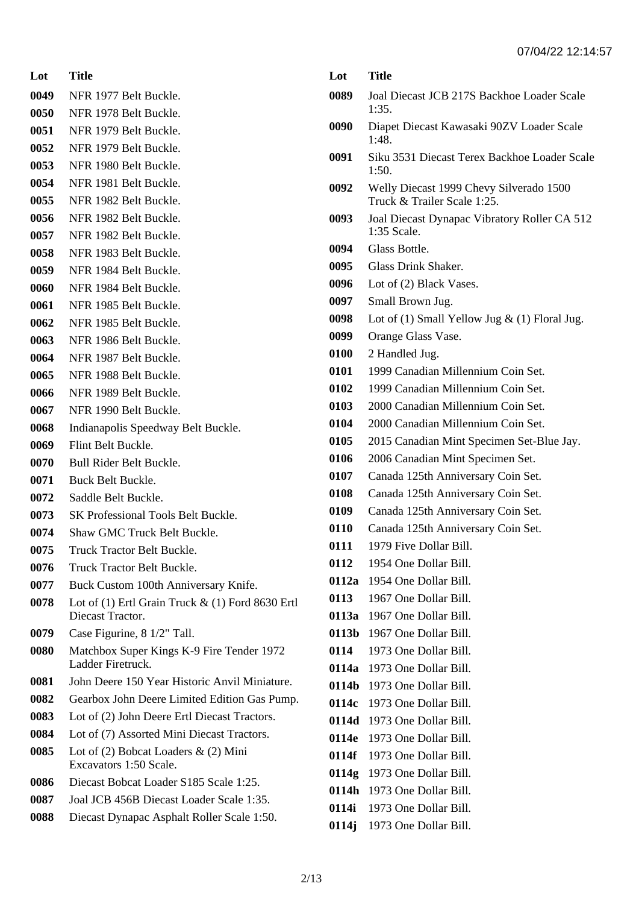| Lot | Title |
|---|---|
| 0049 | NFR 1977 Belt Buckle. |
| 0050 | NFR 1978 Belt Buckle. |
| 0051 | NFR 1979 Belt Buckle. |
| 0052 | NFR 1979 Belt Buckle. |
| 0053 | NFR 1980 Belt Buckle. |
| 0054 | NFR 1981 Belt Buckle. |
| 0055 | NFR 1982 Belt Buckle. |
| 0056 | NFR 1982 Belt Buckle. |
| 0057 | NFR 1982 Belt Buckle. |
| 0058 | NFR 1983 Belt Buckle. |
| 0059 | NFR 1984 Belt Buckle. |
| 0060 | NFR 1984 Belt Buckle. |
| 0061 | NFR 1985 Belt Buckle. |
| 0062 | NFR 1985 Belt Buckle. |
| 0063 | NFR 1986 Belt Buckle. |
| 0064 | NFR 1987 Belt Buckle. |
| 0065 | NFR 1988 Belt Buckle. |
| 0066 | NFR 1989 Belt Buckle. |
| 0067 | NFR 1990 Belt Buckle. |
| 0068 | Indianapolis Speedway Belt Buckle. |
| 0069 | Flint Belt Buckle. |
| 0070 | Bull Rider Belt Buckle. |
| 0071 | Buck Belt Buckle. |
| 0072 | Saddle Belt Buckle. |
| 0073 | SK Professional Tools Belt Buckle. |
| 0074 | Shaw GMC Truck Belt Buckle. |
| 0075 | Truck Tractor Belt Buckle. |
| 0076 | Truck Tractor Belt Buckle. |
| 0077 | Buck Custom 100th Anniversary Knife. |
| 0078 | Lot of (1) Ertl Grain Truck & (1) Ford 8630 Ertl Diecast Tractor. |
| 0079 | Case Figurine, 8 1/2" Tall. |
| 0080 | Matchbox Super Kings K-9 Fire Tender 1972 Ladder Firetruck. |
| 0081 | John Deere 150 Year Historic Anvil Miniature. |
| 0082 | Gearbox John Deere Limited Edition Gas Pump. |
| 0083 | Lot of (2) John Deere Ertl Diecast Tractors. |
| 0084 | Lot of (7) Assorted Mini Diecast Tractors. |
| 0085 | Lot of (2) Bobcat Loaders & (2) Mini Excavators 1:50 Scale. |
| 0086 | Diecast Bobcat Loader S185 Scale 1:25. |
| 0087 | Joal JCB 456B Diecast Loader Scale 1:35. |
| 0088 | Diecast Dynapac Asphalt Roller Scale 1:50. |
| 0089 | Joal Diecast JCB 217S Backhoe Loader Scale 1:35. |
| 0090 | Diapet Diecast Kawasaki 90ZV Loader Scale 1:48. |
| 0091 | Siku 3531 Diecast Terex Backhoe Loader Scale 1:50. |
| 0092 | Welly Diecast 1999 Chevy Silverado 1500 Truck & Trailer Scale 1:25. |
| 0093 | Joal Diecast Dynapac Vibratory Roller CA 512 1:35 Scale. |
| 0094 | Glass Bottle. |
| 0095 | Glass Drink Shaker. |
| 0096 | Lot of (2) Black Vases. |
| 0097 | Small Brown Jug. |
| 0098 | Lot of (1) Small Yellow Jug & (1) Floral Jug. |
| 0099 | Orange Glass Vase. |
| 0100 | 2 Handled Jug. |
| 0101 | 1999 Canadian Millennium Coin Set. |
| 0102 | 1999 Canadian Millennium Coin Set. |
| 0103 | 2000 Canadian Millennium Coin Set. |
| 0104 | 2000 Canadian Millennium Coin Set. |
| 0105 | 2015 Canadian Mint Specimen Set-Blue Jay. |
| 0106 | 2006 Canadian Mint Specimen Set. |
| 0107 | Canada 125th Anniversary Coin Set. |
| 0108 | Canada 125th Anniversary Coin Set. |
| 0109 | Canada 125th Anniversary Coin Set. |
| 0110 | Canada 125th Anniversary Coin Set. |
| 0111 | 1979 Five Dollar Bill. |
| 0112 | 1954 One Dollar Bill. |
| 0112a | 1954 One Dollar Bill. |
| 0113 | 1967 One Dollar Bill. |
| 0113a | 1967 One Dollar Bill. |
| 0113b | 1967 One Dollar Bill. |
| 0114 | 1973 One Dollar Bill. |
| 0114a | 1973 One Dollar Bill. |
| 0114b | 1973 One Dollar Bill. |
| 0114c | 1973 One Dollar Bill. |
| 0114d | 1973 One Dollar Bill. |
| 0114e | 1973 One Dollar Bill. |
| 0114f | 1973 One Dollar Bill. |
| 0114g | 1973 One Dollar Bill. |
| 0114h | 1973 One Dollar Bill. |
| 0114i | 1973 One Dollar Bill. |
| 0114j | 1973 One Dollar Bill. |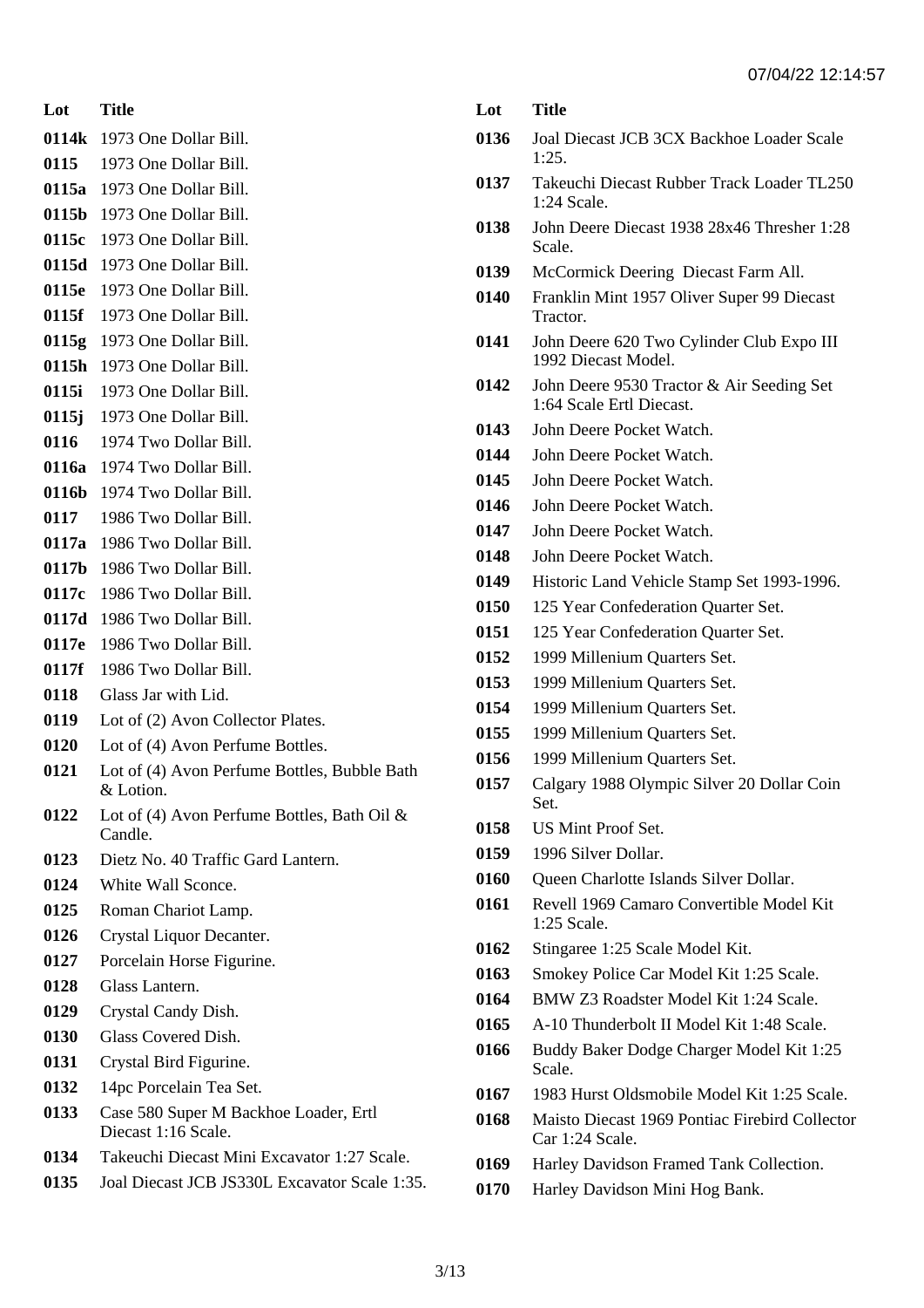| Lot | Title |
|---|---|
| **0114k** | 1973 One Dollar Bill. |
| **0115** | 1973 One Dollar Bill. |
| **0115a** | 1973 One Dollar Bill. |
| **0115b** | 1973 One Dollar Bill. |
| **0115c** | 1973 One Dollar Bill. |
| **0115d** | 1973 One Dollar Bill. |
| **0115e** | 1973 One Dollar Bill. |
| **0115f** | 1973 One Dollar Bill. |
| **0115g** | 1973 One Dollar Bill. |
| **0115h** | 1973 One Dollar Bill. |
| **0115i** | 1973 One Dollar Bill. |
| **0115j** | 1973 One Dollar Bill. |
| **0116** | 1974 Two Dollar Bill. |
| **0116a** | 1974 Two Dollar Bill. |
| **0116b** | 1974 Two Dollar Bill. |
| **0117** | 1986 Two Dollar Bill. |
| **0117a** | 1986 Two Dollar Bill. |
| **0117b** | 1986 Two Dollar Bill. |
| **0117c** | 1986 Two Dollar Bill. |
| **0117d** | 1986 Two Dollar Bill. |
| **0117e** | 1986 Two Dollar Bill. |
| **0117f** | 1986 Two Dollar Bill. |
| **0118** | Glass Jar with Lid. |
| **0119** | Lot of (2) Avon Collector Plates. |
| **0120** | Lot of (4) Avon Perfume Bottles. |
| **0121** | Lot of (4) Avon Perfume Bottles, Bubble Bath & Lotion. |
| **0122** | Lot of (4) Avon Perfume Bottles, Bath Oil & Candle. |
| **0123** | Dietz No. 40 Traffic Gard Lantern. |
| **0124** | White Wall Sconce. |
| **0125** | Roman Chariot Lamp. |
| **0126** | Crystal Liquor Decanter. |
| **0127** | Porcelain Horse Figurine. |
| **0128** | Glass Lantern. |
| **0129** | Crystal Candy Dish. |
| **0130** | Glass Covered Dish. |
| **0131** | Crystal Bird Figurine. |
| **0132** | 14pc Porcelain Tea Set. |
| **0133** | Case 580 Super M Backhoe Loader, Ertl Diecast 1:16 Scale. |
| **0134** | Takeuchi Diecast Mini Excavator 1:27 Scale. |
| **0135** | Joal Diecast JCB JS330L Excavator Scale 1:35. |
| **0136** | Joal Diecast JCB 3CX Backhoe Loader Scale 1:25. |
| **0137** | Takeuchi Diecast Rubber Track Loader TL250 1:24 Scale. |
| **0138** | John Deere Diecast 1938 28x46 Thresher 1:28 Scale. |
| **0139** | McCormick Deering Diecast Farm All. |
| **0140** | Franklin Mint 1957 Oliver Super 99 Diecast Tractor. |
| **0141** | John Deere 620 Two Cylinder Club Expo III 1992 Diecast Model. |
| **0142** | John Deere 9530 Tractor & Air Seeding Set 1:64 Scale Ertl Diecast. |
| **0143** | John Deere Pocket Watch. |
| **0144** | John Deere Pocket Watch. |
| **0145** | John Deere Pocket Watch. |
| **0146** | John Deere Pocket Watch. |
| **0147** | John Deere Pocket Watch. |
| **0148** | John Deere Pocket Watch. |
| **0149** | Historic Land Vehicle Stamp Set 1993-1996. |
| **0150** | 125 Year Confederation Quarter Set. |
| **0151** | 125 Year Confederation Quarter Set. |
| **0152** | 1999 Millenium Quarters Set. |
| **0153** | 1999 Millenium Quarters Set. |
| **0154** | 1999 Millenium Quarters Set. |
| **0155** | 1999 Millenium Quarters Set. |
| **0156** | 1999 Millenium Quarters Set. |
| **0157** | Calgary 1988 Olympic Silver 20 Dollar Coin Set. |
| **0158** | US Mint Proof Set. |
| **0159** | 1996 Silver Dollar. |
| **0160** | Queen Charlotte Islands Silver Dollar. |
| **0161** | Revell 1969 Camaro Convertible Model Kit 1:25 Scale. |
| **0162** | Stingaree 1:25 Scale Model Kit. |
| **0163** | Smokey Police Car Model Kit 1:25 Scale. |
| **0164** | BMW Z3 Roadster Model Kit 1:24 Scale. |
| **0165** | A-10 Thunderbolt II Model Kit 1:48 Scale. |
| **0166** | Buddy Baker Dodge Charger Model Kit 1:25 Scale. |
| **0167** | 1983 Hurst Oldsmobile Model Kit 1:25 Scale. |
| **0168** | Maisto Diecast 1969 Pontiac Firebird Collector Car 1:24 Scale. |
| **0169** | Harley Davidson Framed Tank Collection. |
| **0170** | Harley Davidson Mini Hog Bank. |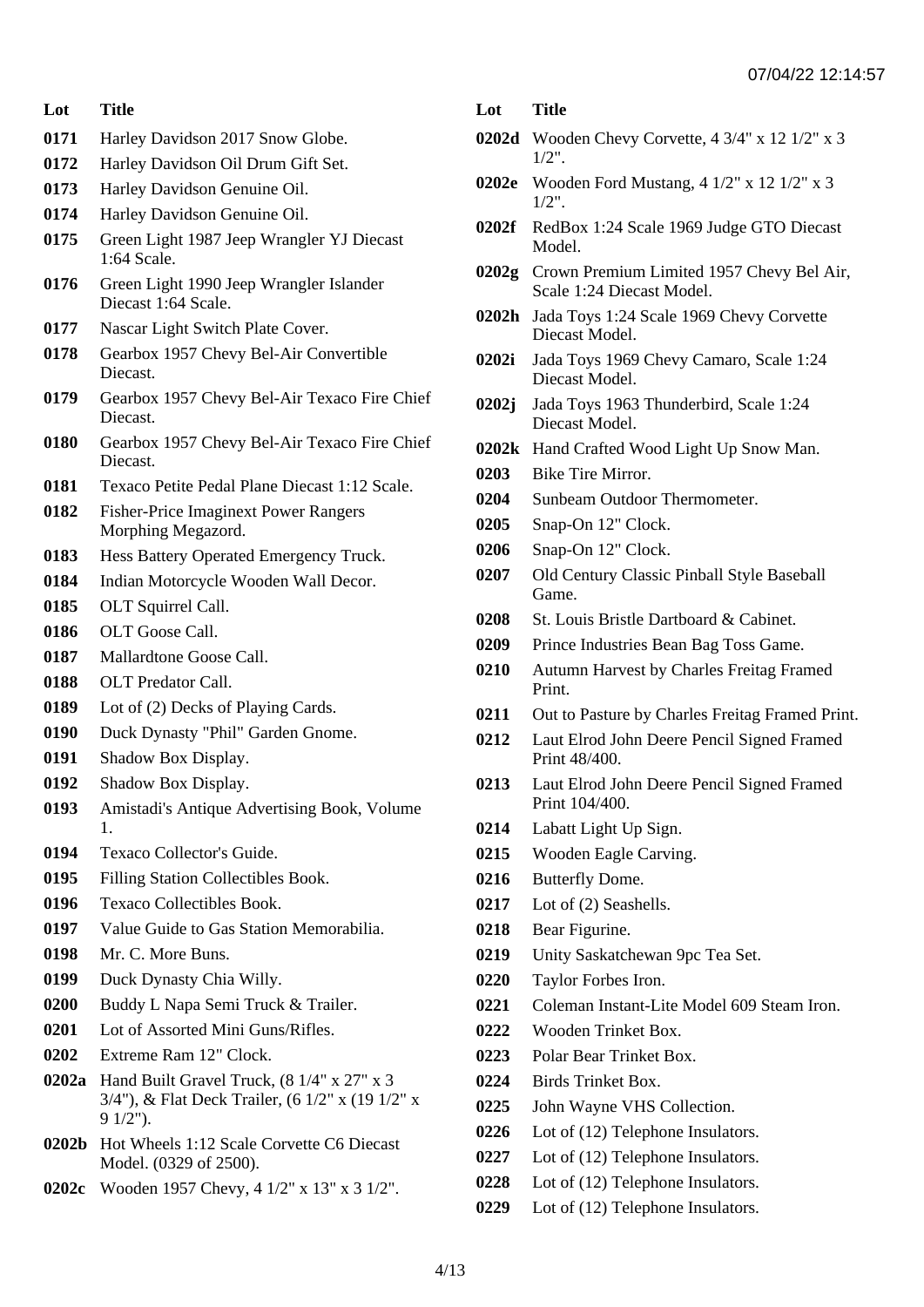| Lot | Title |
| --- | --- |
| 0171 | Harley Davidson 2017 Snow Globe. |
| 0172 | Harley Davidson Oil Drum Gift Set. |
| 0173 | Harley Davidson Genuine Oil. |
| 0174 | Harley Davidson Genuine Oil. |
| 0175 | Green Light 1987 Jeep Wrangler YJ Diecast 1:64 Scale. |
| 0176 | Green Light 1990 Jeep Wrangler Islander Diecast 1:64 Scale. |
| 0177 | Nascar Light Switch Plate Cover. |
| 0178 | Gearbox 1957 Chevy Bel-Air Convertible Diecast. |
| 0179 | Gearbox 1957 Chevy Bel-Air Texaco Fire Chief Diecast. |
| 0180 | Gearbox 1957 Chevy Bel-Air Texaco Fire Chief Diecast. |
| 0181 | Texaco Petite Pedal Plane Diecast 1:12 Scale. |
| 0182 | Fisher-Price Imaginext Power Rangers Morphing Megazord. |
| 0183 | Hess Battery Operated Emergency Truck. |
| 0184 | Indian Motorcycle Wooden Wall Decor. |
| 0185 | OLT Squirrel Call. |
| 0186 | OLT Goose Call. |
| 0187 | Mallardtone Goose Call. |
| 0188 | OLT Predator Call. |
| 0189 | Lot of (2) Decks of Playing Cards. |
| 0190 | Duck Dynasty "Phil" Garden Gnome. |
| 0191 | Shadow Box Display. |
| 0192 | Shadow Box Display. |
| 0193 | Amistadi's Antique Advertising Book, Volume 1. |
| 0194 | Texaco Collector's Guide. |
| 0195 | Filling Station Collectibles Book. |
| 0196 | Texaco Collectibles Book. |
| 0197 | Value Guide to Gas Station Memorabilia. |
| 0198 | Mr. C. More Buns. |
| 0199 | Duck Dynasty Chia Willy. |
| 0200 | Buddy L Napa Semi Truck & Trailer. |
| 0201 | Lot of Assorted Mini Guns/Rifles. |
| 0202 | Extreme Ram 12" Clock. |
| 0202a | Hand Built Gravel Truck, (8 1/4" x 27" x 3 3/4"), & Flat Deck Trailer, (6 1/2" x (19 1/2" x 9 1/2"). |
| 0202b | Hot Wheels 1:12 Scale Corvette C6 Diecast Model. (0329 of 2500). |
| 0202c | Wooden 1957 Chevy, 4 1/2" x 13" x 3 1/2". |
| 0202d | Wooden Chevy Corvette, 4 3/4" x 12 1/2" x 3 1/2". |
| 0202e | Wooden Ford Mustang, 4 1/2" x 12 1/2" x 3 1/2". |
| 0202f | RedBox 1:24 Scale 1969 Judge GTO Diecast Model. |
| 0202g | Crown Premium Limited 1957 Chevy Bel Air, Scale 1:24 Diecast Model. |
| 0202h | Jada Toys 1:24 Scale 1969 Chevy Corvette Diecast Model. |
| 0202i | Jada Toys 1969 Chevy Camaro, Scale 1:24 Diecast Model. |
| 0202j | Jada Toys 1963 Thunderbird, Scale 1:24 Diecast Model. |
| 0202k | Hand Crafted Wood Light Up Snow Man. |
| 0203 | Bike Tire Mirror. |
| 0204 | Sunbeam Outdoor Thermometer. |
| 0205 | Snap-On 12" Clock. |
| 0206 | Snap-On 12" Clock. |
| 0207 | Old Century Classic Pinball Style Baseball Game. |
| 0208 | St. Louis Bristle Dartboard & Cabinet. |
| 0209 | Prince Industries Bean Bag Toss Game. |
| 0210 | Autumn Harvest by Charles Freitag Framed Print. |
| 0211 | Out to Pasture by Charles Freitag Framed Print. |
| 0212 | Laut Elrod John Deere Pencil Signed Framed Print 48/400. |
| 0213 | Laut Elrod John Deere Pencil Signed Framed Print 104/400. |
| 0214 | Labatt Light Up Sign. |
| 0215 | Wooden Eagle Carving. |
| 0216 | Butterfly Dome. |
| 0217 | Lot of (2) Seashells. |
| 0218 | Bear Figurine. |
| 0219 | Unity Saskatchewan 9pc Tea Set. |
| 0220 | Taylor Forbes Iron. |
| 0221 | Coleman Instant-Lite Model 609 Steam Iron. |
| 0222 | Wooden Trinket Box. |
| 0223 | Polar Bear Trinket Box. |
| 0224 | Birds Trinket Box. |
| 0225 | John Wayne VHS Collection. |
| 0226 | Lot of (12) Telephone Insulators. |
| 0227 | Lot of (12) Telephone Insulators. |
| 0228 | Lot of (12) Telephone Insulators. |
| 0229 | Lot of (12) Telephone Insulators. |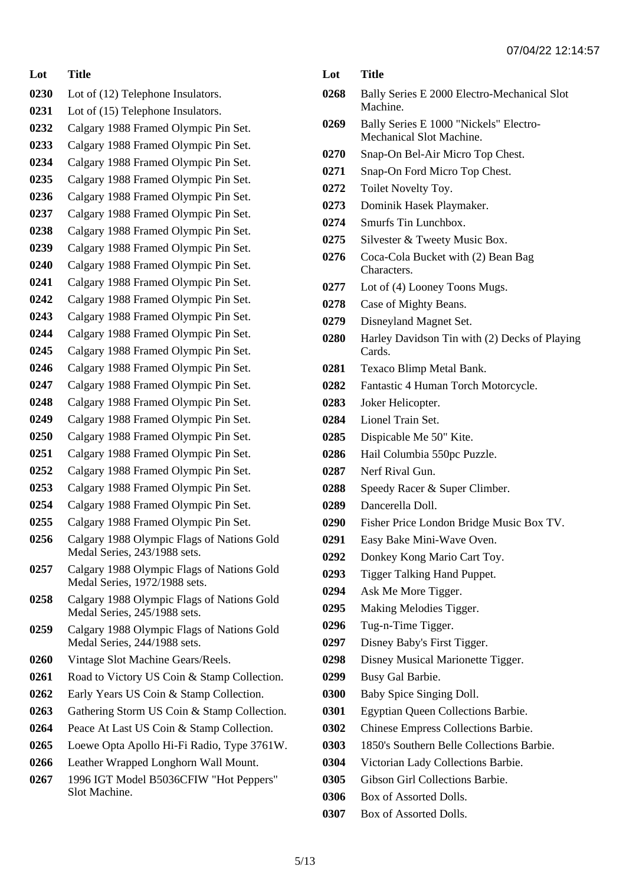| Lot | Title |
| --- | --- |
| 0230 | Lot of (12) Telephone Insulators. |
| 0231 | Lot of (15) Telephone Insulators. |
| 0232 | Calgary 1988 Framed Olympic Pin Set. |
| 0233 | Calgary 1988 Framed Olympic Pin Set. |
| 0234 | Calgary 1988 Framed Olympic Pin Set. |
| 0235 | Calgary 1988 Framed Olympic Pin Set. |
| 0236 | Calgary 1988 Framed Olympic Pin Set. |
| 0237 | Calgary 1988 Framed Olympic Pin Set. |
| 0238 | Calgary 1988 Framed Olympic Pin Set. |
| 0239 | Calgary 1988 Framed Olympic Pin Set. |
| 0240 | Calgary 1988 Framed Olympic Pin Set. |
| 0241 | Calgary 1988 Framed Olympic Pin Set. |
| 0242 | Calgary 1988 Framed Olympic Pin Set. |
| 0243 | Calgary 1988 Framed Olympic Pin Set. |
| 0244 | Calgary 1988 Framed Olympic Pin Set. |
| 0245 | Calgary 1988 Framed Olympic Pin Set. |
| 0246 | Calgary 1988 Framed Olympic Pin Set. |
| 0247 | Calgary 1988 Framed Olympic Pin Set. |
| 0248 | Calgary 1988 Framed Olympic Pin Set. |
| 0249 | Calgary 1988 Framed Olympic Pin Set. |
| 0250 | Calgary 1988 Framed Olympic Pin Set. |
| 0251 | Calgary 1988 Framed Olympic Pin Set. |
| 0252 | Calgary 1988 Framed Olympic Pin Set. |
| 0253 | Calgary 1988 Framed Olympic Pin Set. |
| 0254 | Calgary 1988 Framed Olympic Pin Set. |
| 0255 | Calgary 1988 Framed Olympic Pin Set. |
| 0256 | Calgary 1988 Olympic Flags of Nations Gold Medal Series, 243/1988 sets. |
| 0257 | Calgary 1988 Olympic Flags of Nations Gold Medal Series, 1972/1988 sets. |
| 0258 | Calgary 1988 Olympic Flags of Nations Gold Medal Series, 245/1988 sets. |
| 0259 | Calgary 1988 Olympic Flags of Nations Gold Medal Series, 244/1988 sets. |
| 0260 | Vintage Slot Machine Gears/Reels. |
| 0261 | Road to Victory US Coin & Stamp Collection. |
| 0262 | Early Years US Coin & Stamp Collection. |
| 0263 | Gathering Storm US Coin & Stamp Collection. |
| 0264 | Peace At Last US Coin & Stamp Collection. |
| 0265 | Loewe Opta Apollo Hi-Fi Radio, Type 3761W. |
| 0266 | Leather Wrapped Longhorn Wall Mount. |
| 0267 | 1996 IGT Model B5036CFIW "Hot Peppers" Slot Machine. |
| 0268 | Bally Series E 2000 Electro-Mechanical Slot Machine. |
| 0269 | Bally Series E 1000 "Nickels" Electro-Mechanical Slot Machine. |
| 0270 | Snap-On Bel-Air Micro Top Chest. |
| 0271 | Snap-On Ford Micro Top Chest. |
| 0272 | Toilet Novelty Toy. |
| 0273 | Dominik Hasek Playmaker. |
| 0274 | Smurfs Tin Lunchbox. |
| 0275 | Silvester & Tweety Music Box. |
| 0276 | Coca-Cola Bucket with (2) Bean Bag Characters. |
| 0277 | Lot of (4) Looney Toons Mugs. |
| 0278 | Case of Mighty Beans. |
| 0279 | Disneyland Magnet Set. |
| 0280 | Harley Davidson Tin with (2) Decks of Playing Cards. |
| 0281 | Texaco Blimp Metal Bank. |
| 0282 | Fantastic 4 Human Torch Motorcycle. |
| 0283 | Joker Helicopter. |
| 0284 | Lionel Train Set. |
| 0285 | Dispicable Me 50" Kite. |
| 0286 | Hail Columbia 550pc Puzzle. |
| 0287 | Nerf Rival Gun. |
| 0288 | Speedy Racer & Super Climber. |
| 0289 | Dancerella Doll. |
| 0290 | Fisher Price London Bridge Music Box TV. |
| 0291 | Easy Bake Mini-Wave Oven. |
| 0292 | Donkey Kong Mario Cart Toy. |
| 0293 | Tigger Talking Hand Puppet. |
| 0294 | Ask Me More Tigger. |
| 0295 | Making Melodies Tigger. |
| 0296 | Tug-n-Time Tigger. |
| 0297 | Disney Baby's First Tigger. |
| 0298 | Disney Musical Marionette Tigger. |
| 0299 | Busy Gal Barbie. |
| 0300 | Baby Spice Singing Doll. |
| 0301 | Egyptian Queen Collections Barbie. |
| 0302 | Chinese Empress Collections Barbie. |
| 0303 | 1850's Southern Belle Collections Barbie. |
| 0304 | Victorian Lady Collections Barbie. |
| 0305 | Gibson Girl Collections Barbie. |
| 0306 | Box of Assorted Dolls. |
| 0307 | Box of Assorted Dolls. |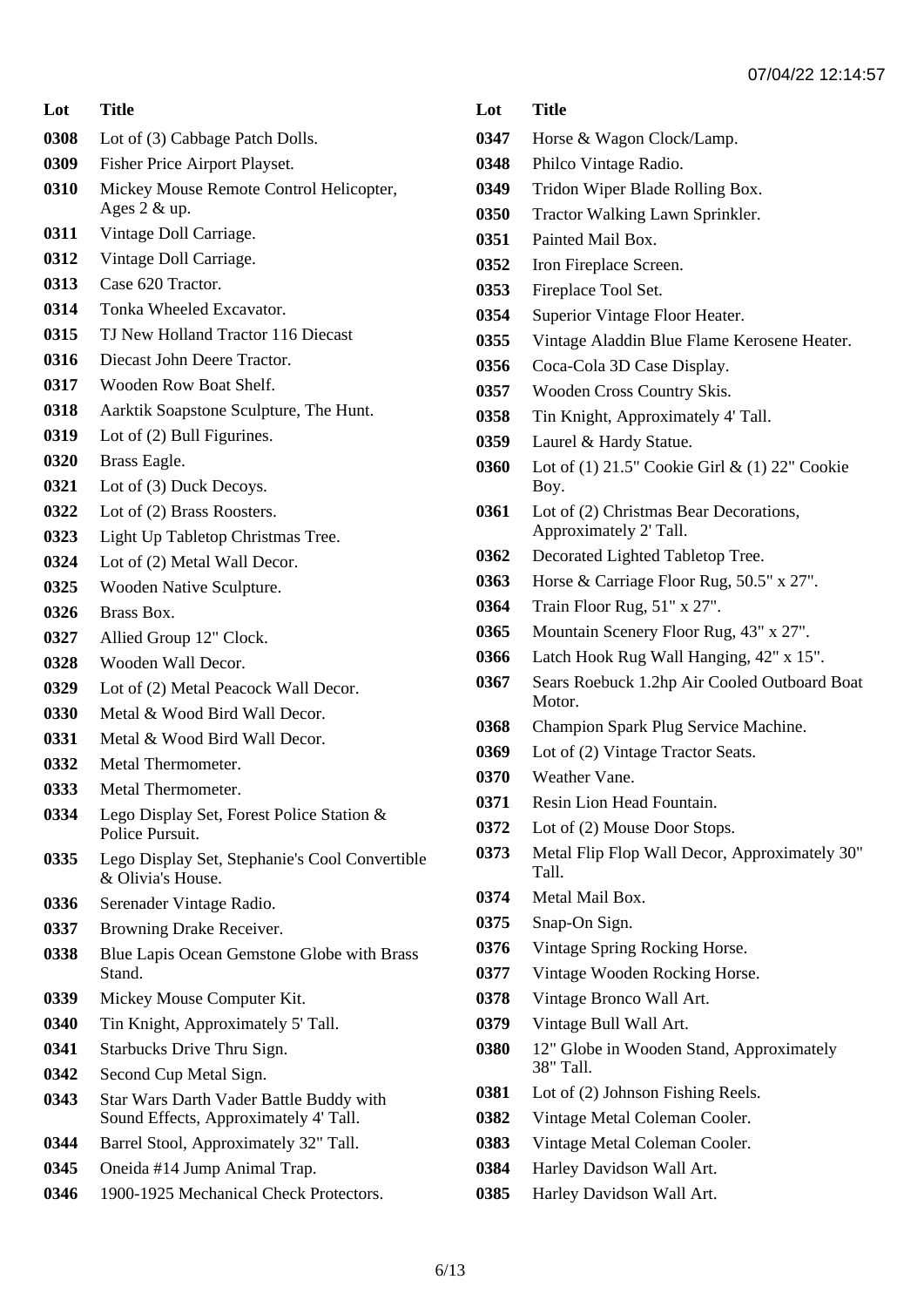| Lot | Title |
|---|---|
| 0308 | Lot of (3) Cabbage Patch Dolls. |
| 0309 | Fisher Price Airport Playset. |
| 0310 | Mickey Mouse Remote Control Helicopter, Ages 2 & up. |
| 0311 | Vintage Doll Carriage. |
| 0312 | Vintage Doll Carriage. |
| 0313 | Case 620 Tractor. |
| 0314 | Tonka Wheeled Excavator. |
| 0315 | TJ New Holland Tractor 116 Diecast |
| 0316 | Diecast John Deere Tractor. |
| 0317 | Wooden Row Boat Shelf. |
| 0318 | Aarktik Soapstone Sculpture, The Hunt. |
| 0319 | Lot of (2) Bull Figurines. |
| 0320 | Brass Eagle. |
| 0321 | Lot of (3) Duck Decoys. |
| 0322 | Lot of (2) Brass Roosters. |
| 0323 | Light Up Tabletop Christmas Tree. |
| 0324 | Lot of (2) Metal Wall Decor. |
| 0325 | Wooden Native Sculpture. |
| 0326 | Brass Box. |
| 0327 | Allied Group 12" Clock. |
| 0328 | Wooden Wall Decor. |
| 0329 | Lot of (2) Metal Peacock Wall Decor. |
| 0330 | Metal & Wood Bird Wall Decor. |
| 0331 | Metal & Wood Bird Wall Decor. |
| 0332 | Metal Thermometer. |
| 0333 | Metal Thermometer. |
| 0334 | Lego Display Set, Forest Police Station & Police Pursuit. |
| 0335 | Lego Display Set, Stephanie's Cool Convertible & Olivia's House. |
| 0336 | Serenader Vintage Radio. |
| 0337 | Browning Drake Receiver. |
| 0338 | Blue Lapis Ocean Gemstone Globe with Brass Stand. |
| 0339 | Mickey Mouse Computer Kit. |
| 0340 | Tin Knight, Approximately 5' Tall. |
| 0341 | Starbucks Drive Thru Sign. |
| 0342 | Second Cup Metal Sign. |
| 0343 | Star Wars Darth Vader Battle Buddy with Sound Effects, Approximately 4' Tall. |
| 0344 | Barrel Stool, Approximately 32" Tall. |
| 0345 | Oneida #14 Jump Animal Trap. |
| 0346 | 1900-1925 Mechanical Check Protectors. |
| 0347 | Horse & Wagon Clock/Lamp. |
| 0348 | Philco Vintage Radio. |
| 0349 | Tridon Wiper Blade Rolling Box. |
| 0350 | Tractor Walking Lawn Sprinkler. |
| 0351 | Painted Mail Box. |
| 0352 | Iron Fireplace Screen. |
| 0353 | Fireplace Tool Set. |
| 0354 | Superior Vintage Floor Heater. |
| 0355 | Vintage Aladdin Blue Flame Kerosene Heater. |
| 0356 | Coca-Cola 3D Case Display. |
| 0357 | Wooden Cross Country Skis. |
| 0358 | Tin Knight, Approximately 4' Tall. |
| 0359 | Laurel & Hardy Statue. |
| 0360 | Lot of (1) 21.5" Cookie Girl & (1) 22" Cookie Boy. |
| 0361 | Lot of (2) Christmas Bear Decorations, Approximately 2' Tall. |
| 0362 | Decorated Lighted Tabletop Tree. |
| 0363 | Horse & Carriage Floor Rug, 50.5" x 27". |
| 0364 | Train Floor Rug, 51" x 27". |
| 0365 | Mountain Scenery Floor Rug, 43" x 27". |
| 0366 | Latch Hook Rug Wall Hanging, 42" x 15". |
| 0367 | Sears Roebuck 1.2hp Air Cooled Outboard Boat Motor. |
| 0368 | Champion Spark Plug Service Machine. |
| 0369 | Lot of (2) Vintage Tractor Seats. |
| 0370 | Weather Vane. |
| 0371 | Resin Lion Head Fountain. |
| 0372 | Lot of (2) Mouse Door Stops. |
| 0373 | Metal Flip Flop Wall Decor, Approximately 30" Tall. |
| 0374 | Metal Mail Box. |
| 0375 | Snap-On Sign. |
| 0376 | Vintage Spring Rocking Horse. |
| 0377 | Vintage Wooden Rocking Horse. |
| 0378 | Vintage Bronco Wall Art. |
| 0379 | Vintage Bull Wall Art. |
| 0380 | 12" Globe in Wooden Stand, Approximately 38" Tall. |
| 0381 | Lot of (2) Johnson Fishing Reels. |
| 0382 | Vintage Metal Coleman Cooler. |
| 0383 | Vintage Metal Coleman Cooler. |
| 0384 | Harley Davidson Wall Art. |
| 0385 | Harley Davidson Wall Art. |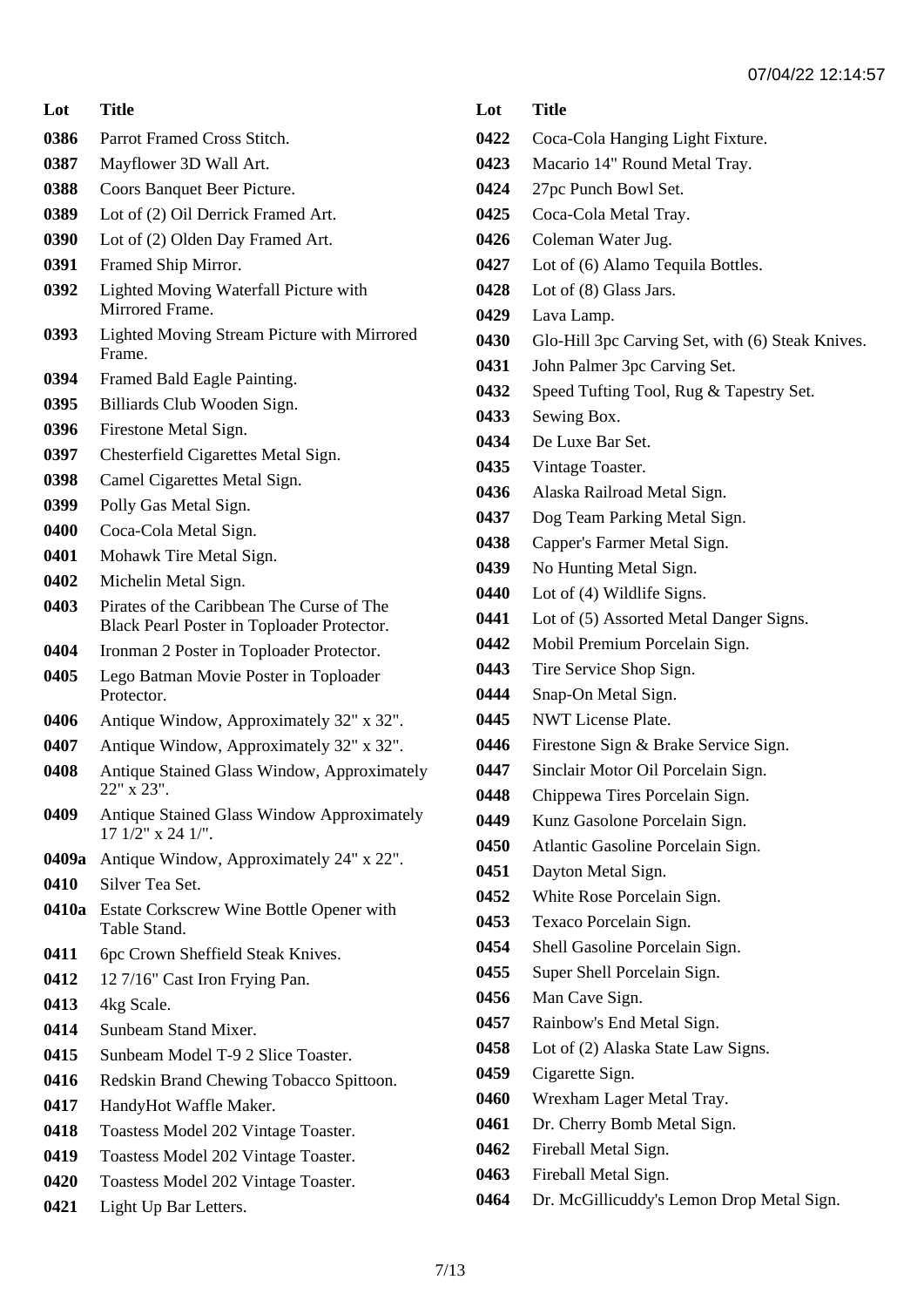| Lot | Title |
|---|---|
| 0386 | Parrot Framed Cross Stitch. |
| 0387 | Mayflower 3D Wall Art. |
| 0388 | Coors Banquet Beer Picture. |
| 0389 | Lot of (2) Oil Derrick Framed Art. |
| 0390 | Lot of (2) Olden Day Framed Art. |
| 0391 | Framed Ship Mirror. |
| 0392 | Lighted Moving Waterfall Picture with Mirrored Frame. |
| 0393 | Lighted Moving Stream Picture with Mirrored Frame. |
| 0394 | Framed Bald Eagle Painting. |
| 0395 | Billiards Club Wooden Sign. |
| 0396 | Firestone Metal Sign. |
| 0397 | Chesterfield Cigarettes Metal Sign. |
| 0398 | Camel Cigarettes Metal Sign. |
| 0399 | Polly Gas Metal Sign. |
| 0400 | Coca-Cola Metal Sign. |
| 0401 | Mohawk Tire Metal Sign. |
| 0402 | Michelin Metal Sign. |
| 0403 | Pirates of the Caribbean The Curse of The Black Pearl Poster in Toploader Protector. |
| 0404 | Ironman 2 Poster in Toploader Protector. |
| 0405 | Lego Batman Movie Poster in Toploader Protector. |
| 0406 | Antique Window, Approximately 32" x 32". |
| 0407 | Antique Window, Approximately 32" x 32". |
| 0408 | Antique Stained Glass Window, Approximately 22" x 23". |
| 0409 | Antique Stained Glass Window Approximately 17 1/2" x 24 1/". |
| 0409a | Antique Window, Approximately 24" x 22". |
| 0410 | Silver Tea Set. |
| 0410a | Estate Corkscrew Wine Bottle Opener with Table Stand. |
| 0411 | 6pc Crown Sheffield Steak Knives. |
| 0412 | 12 7/16" Cast Iron Frying Pan. |
| 0413 | 4kg Scale. |
| 0414 | Sunbeam Stand Mixer. |
| 0415 | Sunbeam Model T-9 2 Slice Toaster. |
| 0416 | Redskin Brand Chewing Tobacco Spittoon. |
| 0417 | HandyHot Waffle Maker. |
| 0418 | Toastess Model 202 Vintage Toaster. |
| 0419 | Toastess Model 202 Vintage Toaster. |
| 0420 | Toastess Model 202 Vintage Toaster. |
| 0421 | Light Up Bar Letters. |
| 0422 | Coca-Cola Hanging Light Fixture. |
| 0423 | Macario 14" Round Metal Tray. |
| 0424 | 27pc Punch Bowl Set. |
| 0425 | Coca-Cola Metal Tray. |
| 0426 | Coleman Water Jug. |
| 0427 | Lot of (6) Alamo Tequila Bottles. |
| 0428 | Lot of (8) Glass Jars. |
| 0429 | Lava Lamp. |
| 0430 | Glo-Hill 3pc Carving Set, with (6) Steak Knives. |
| 0431 | John Palmer 3pc Carving Set. |
| 0432 | Speed Tufting Tool, Rug & Tapestry Set. |
| 0433 | Sewing Box. |
| 0434 | De Luxe Bar Set. |
| 0435 | Vintage Toaster. |
| 0436 | Alaska Railroad Metal Sign. |
| 0437 | Dog Team Parking Metal Sign. |
| 0438 | Capper's Farmer Metal Sign. |
| 0439 | No Hunting Metal Sign. |
| 0440 | Lot of (4) Wildlife Signs. |
| 0441 | Lot of (5) Assorted Metal Danger Signs. |
| 0442 | Mobil Premium Porcelain Sign. |
| 0443 | Tire Service Shop Sign. |
| 0444 | Snap-On Metal Sign. |
| 0445 | NWT License Plate. |
| 0446 | Firestone Sign & Brake Service Sign. |
| 0447 | Sinclair Motor Oil Porcelain Sign. |
| 0448 | Chippewa Tires Porcelain Sign. |
| 0449 | Kunz Gasolone Porcelain Sign. |
| 0450 | Atlantic Gasoline Porcelain Sign. |
| 0451 | Dayton Metal Sign. |
| 0452 | White Rose Porcelain Sign. |
| 0453 | Texaco Porcelain Sign. |
| 0454 | Shell Gasoline Porcelain Sign. |
| 0455 | Super Shell Porcelain Sign. |
| 0456 | Man Cave Sign. |
| 0457 | Rainbow's End Metal Sign. |
| 0458 | Lot of (2) Alaska State Law Signs. |
| 0459 | Cigarette Sign. |
| 0460 | Wrexham Lager Metal Tray. |
| 0461 | Dr. Cherry Bomb Metal Sign. |
| 0462 | Fireball Metal Sign. |
| 0463 | Fireball Metal Sign. |
| 0464 | Dr. McGillicuddy's Lemon Drop Metal Sign. |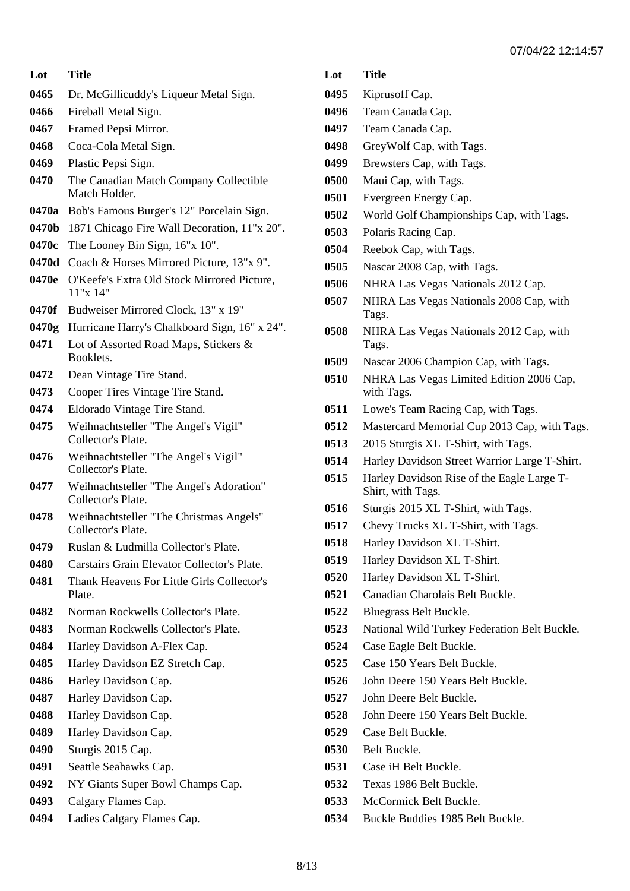| Lot | Title |
|---|---|
| 0465 | Dr. McGillicuddy's Liqueur Metal Sign. |
| 0466 | Fireball Metal Sign. |
| 0467 | Framed Pepsi Mirror. |
| 0468 | Coca-Cola Metal Sign. |
| 0469 | Plastic Pepsi Sign. |
| 0470 | The Canadian Match Company Collectible Match Holder. |
| 0470a | Bob's Famous Burger's 12" Porcelain Sign. |
| 0470b | 1871 Chicago Fire Wall Decoration, 11"x 20". |
| 0470c | The Looney Bin Sign, 16"x 10". |
| 0470d | Coach & Horses Mirrored Picture, 13"x 9". |
| 0470e | O'Keefe's Extra Old Stock Mirrored Picture, 11"x 14" |
| 0470f | Budweiser Mirrored Clock, 13" x 19" |
| 0470g | Hurricane Harry's Chalkboard Sign, 16" x 24". |
| 0471 | Lot of Assorted Road Maps, Stickers & Booklets. |
| 0472 | Dean Vintage Tire Stand. |
| 0473 | Cooper Tires Vintage Tire Stand. |
| 0474 | Eldorado Vintage Tire Stand. |
| 0475 | Weihnachtsteller "The Angel's Vigil" Collector's Plate. |
| 0476 | Weihnachtsteller "The Angel's Vigil" Collector's Plate. |
| 0477 | Weihnachtsteller "The Angel's Adoration" Collector's Plate. |
| 0478 | Weihnachtsteller "The Christmas Angels" Collector's Plate. |
| 0479 | Ruslan & Ludmilla Collector's Plate. |
| 0480 | Carstairs Grain Elevator Collector's Plate. |
| 0481 | Thank Heavens For Little Girls Collector's Plate. |
| 0482 | Norman Rockwells Collector's Plate. |
| 0483 | Norman Rockwells Collector's Plate. |
| 0484 | Harley Davidson A-Flex Cap. |
| 0485 | Harley Davidson EZ Stretch Cap. |
| 0486 | Harley Davidson Cap. |
| 0487 | Harley Davidson Cap. |
| 0488 | Harley Davidson Cap. |
| 0489 | Harley Davidson Cap. |
| 0490 | Sturgis 2015 Cap. |
| 0491 | Seattle Seahawks Cap. |
| 0492 | NY Giants Super Bowl Champs Cap. |
| 0493 | Calgary Flames Cap. |
| 0494 | Ladies Calgary Flames Cap. |
| 0495 | Kiprusoff Cap. |
| 0496 | Team Canada Cap. |
| 0497 | Team Canada Cap. |
| 0498 | GreyWolf Cap, with Tags. |
| 0499 | Brewsters Cap, with Tags. |
| 0500 | Maui Cap, with Tags. |
| 0501 | Evergreen Energy Cap. |
| 0502 | World Golf Championships Cap, with Tags. |
| 0503 | Polaris Racing Cap. |
| 0504 | Reebok Cap, with Tags. |
| 0505 | Nascar 2008 Cap, with Tags. |
| 0506 | NHRA Las Vegas Nationals 2012 Cap. |
| 0507 | NHRA Las Vegas Nationals 2008 Cap, with Tags. |
| 0508 | NHRA Las Vegas Nationals 2012 Cap, with Tags. |
| 0509 | Nascar 2006 Champion Cap, with Tags. |
| 0510 | NHRA Las Vegas Limited Edition 2006 Cap, with Tags. |
| 0511 | Lowe's Team Racing Cap, with Tags. |
| 0512 | Mastercard Memorial Cup 2013 Cap, with Tags. |
| 0513 | 2015 Sturgis XL T-Shirt, with Tags. |
| 0514 | Harley Davidson Street Warrior Large T-Shirt. |
| 0515 | Harley Davidson Rise of the Eagle Large T-Shirt, with Tags. |
| 0516 | Sturgis 2015 XL T-Shirt, with Tags. |
| 0517 | Chevy Trucks XL T-Shirt, with Tags. |
| 0518 | Harley Davidson XL T-Shirt. |
| 0519 | Harley Davidson XL T-Shirt. |
| 0520 | Harley Davidson XL T-Shirt. |
| 0521 | Canadian Charolais Belt Buckle. |
| 0522 | Bluegrass Belt Buckle. |
| 0523 | National Wild Turkey Federation Belt Buckle. |
| 0524 | Case Eagle Belt Buckle. |
| 0525 | Case 150 Years Belt Buckle. |
| 0526 | John Deere 150 Years Belt Buckle. |
| 0527 | John Deere Belt Buckle. |
| 0528 | John Deere 150 Years Belt Buckle. |
| 0529 | Case Belt Buckle. |
| 0530 | Belt Buckle. |
| 0531 | Case iH Belt Buckle. |
| 0532 | Texas 1986 Belt Buckle. |
| 0533 | McCormick Belt Buckle. |
| 0534 | Buckle Buddies 1985 Belt Buckle. |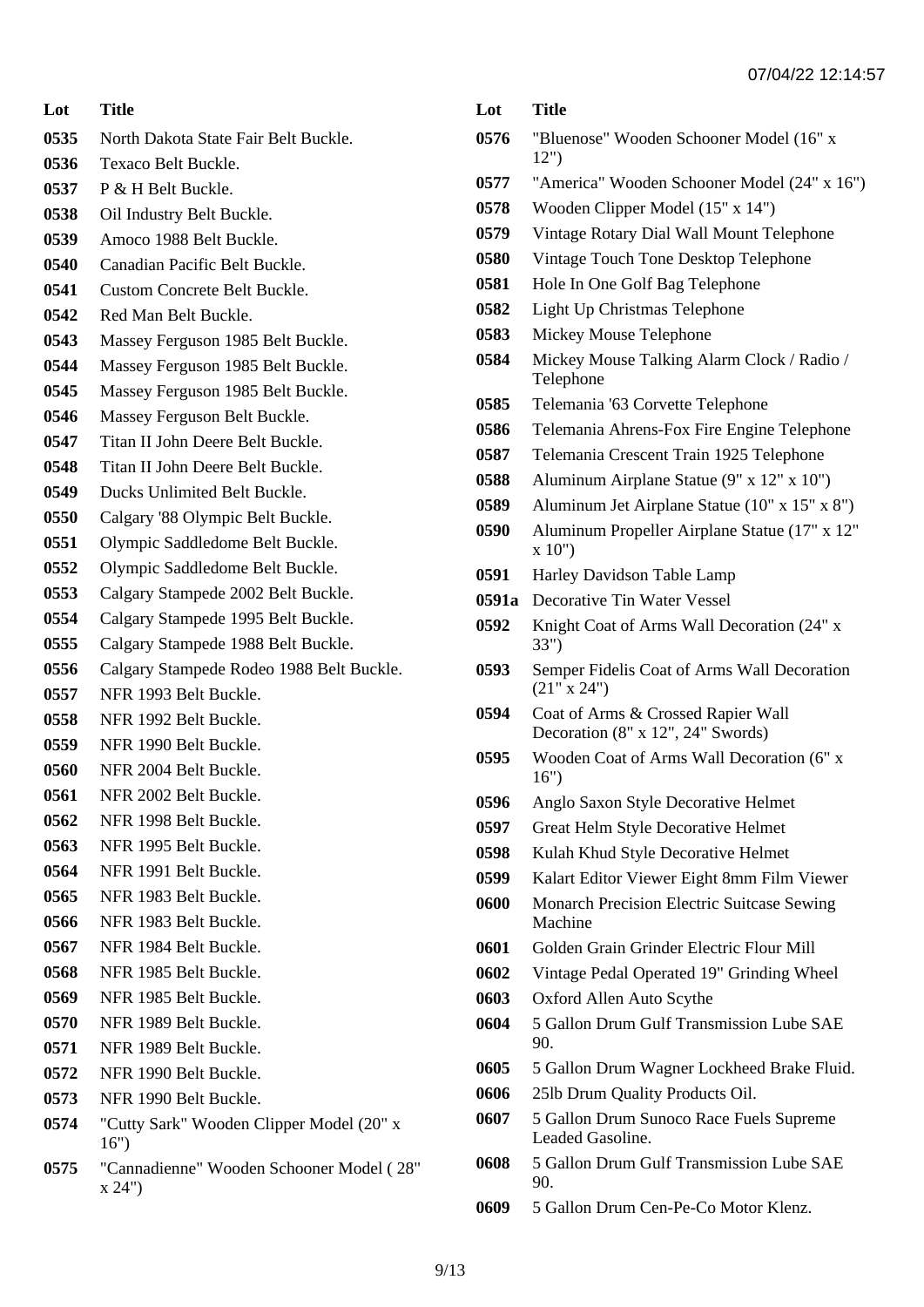| Lot | Title |
| --- | --- |
| 0535 | North Dakota State Fair Belt Buckle. |
| 0536 | Texaco Belt Buckle. |
| 0537 | P & H Belt Buckle. |
| 0538 | Oil Industry Belt Buckle. |
| 0539 | Amoco 1988 Belt Buckle. |
| 0540 | Canadian Pacific Belt Buckle. |
| 0541 | Custom Concrete Belt Buckle. |
| 0542 | Red Man Belt Buckle. |
| 0543 | Massey Ferguson 1985 Belt Buckle. |
| 0544 | Massey Ferguson 1985 Belt Buckle. |
| 0545 | Massey Ferguson 1985 Belt Buckle. |
| 0546 | Massey Ferguson Belt Buckle. |
| 0547 | Titan II John Deere Belt Buckle. |
| 0548 | Titan II John Deere Belt Buckle. |
| 0549 | Ducks Unlimited Belt Buckle. |
| 0550 | Calgary '88 Olympic Belt Buckle. |
| 0551 | Olympic Saddledome Belt Buckle. |
| 0552 | Olympic Saddledome Belt Buckle. |
| 0553 | Calgary Stampede 2002 Belt Buckle. |
| 0554 | Calgary Stampede 1995 Belt Buckle. |
| 0555 | Calgary Stampede 1988 Belt Buckle. |
| 0556 | Calgary Stampede Rodeo 1988 Belt Buckle. |
| 0557 | NFR 1993 Belt Buckle. |
| 0558 | NFR 1992 Belt Buckle. |
| 0559 | NFR 1990 Belt Buckle. |
| 0560 | NFR 2004 Belt Buckle. |
| 0561 | NFR 2002 Belt Buckle. |
| 0562 | NFR 1998 Belt Buckle. |
| 0563 | NFR 1995 Belt Buckle. |
| 0564 | NFR 1991 Belt Buckle. |
| 0565 | NFR 1983 Belt Buckle. |
| 0566 | NFR 1983 Belt Buckle. |
| 0567 | NFR 1984 Belt Buckle. |
| 0568 | NFR 1985 Belt Buckle. |
| 0569 | NFR 1985 Belt Buckle. |
| 0570 | NFR 1989 Belt Buckle. |
| 0571 | NFR 1989 Belt Buckle. |
| 0572 | NFR 1990 Belt Buckle. |
| 0573 | NFR 1990 Belt Buckle. |
| 0574 | "Cutty Sark" Wooden Clipper Model (20" x 16") |
| 0575 | "Cannadienne" Wooden Schooner Model ( 28" x 24") |
| 0576 | "Bluenose" Wooden Schooner Model (16" x 12") |
| 0577 | "America" Wooden Schooner Model (24" x 16") |
| 0578 | Wooden Clipper Model (15" x 14") |
| 0579 | Vintage Rotary Dial Wall Mount Telephone |
| 0580 | Vintage Touch Tone Desktop Telephone |
| 0581 | Hole In One Golf Bag Telephone |
| 0582 | Light Up Christmas Telephone |
| 0583 | Mickey Mouse Telephone |
| 0584 | Mickey Mouse Talking Alarm Clock / Radio / Telephone |
| 0585 | Telemania '63 Corvette Telephone |
| 0586 | Telemania Ahrens-Fox Fire Engine Telephone |
| 0587 | Telemania Crescent Train 1925 Telephone |
| 0588 | Aluminum Airplane Statue (9" x 12" x 10") |
| 0589 | Aluminum Jet Airplane Statue (10" x 15" x 8") |
| 0590 | Aluminum Propeller Airplane Statue (17" x 12" x 10") |
| 0591 | Harley Davidson Table Lamp |
| 0591a | Decorative Tin Water Vessel |
| 0592 | Knight Coat of Arms Wall Decoration (24" x 33") |
| 0593 | Semper Fidelis Coat of Arms Wall Decoration (21" x 24") |
| 0594 | Coat of Arms & Crossed Rapier Wall Decoration (8" x 12", 24" Swords) |
| 0595 | Wooden Coat of Arms Wall Decoration (6" x 16") |
| 0596 | Anglo Saxon Style Decorative Helmet |
| 0597 | Great Helm Style Decorative Helmet |
| 0598 | Kulah Khud Style Decorative Helmet |
| 0599 | Kalart Editor Viewer Eight 8mm Film Viewer |
| 0600 | Monarch Precision Electric Suitcase Sewing Machine |
| 0601 | Golden Grain Grinder Electric Flour Mill |
| 0602 | Vintage Pedal Operated 19" Grinding Wheel |
| 0603 | Oxford Allen Auto Scythe |
| 0604 | 5 Gallon Drum Gulf Transmission Lube SAE 90. |
| 0605 | 5 Gallon Drum Wagner Lockheed Brake Fluid. |
| 0606 | 25lb Drum Quality Products Oil. |
| 0607 | 5 Gallon Drum Sunoco Race Fuels Supreme Leaded Gasoline. |
| 0608 | 5 Gallon Drum Gulf Transmission Lube SAE 90. |
| 0609 | 5 Gallon Drum Cen-Pe-Co Motor Klenz. |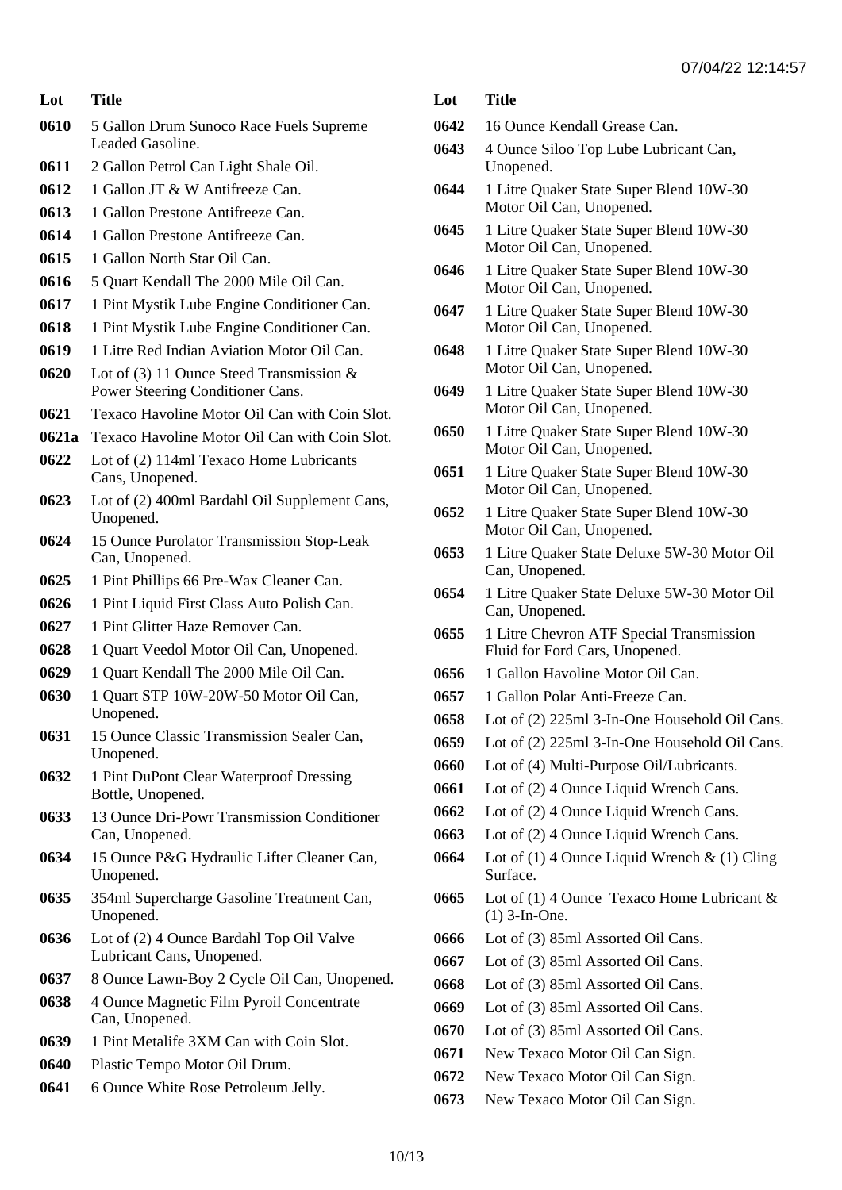| Lot | Title |
| --- | --- |
| 0610 | 5 Gallon Drum Sunoco Race Fuels Supreme Leaded Gasoline. |
| 0611 | 2 Gallon Petrol Can Light Shale Oil. |
| 0612 | 1 Gallon JT & W Antifreeze Can. |
| 0613 | 1 Gallon Prestone Antifreeze Can. |
| 0614 | 1 Gallon Prestone Antifreeze Can. |
| 0615 | 1 Gallon North Star Oil Can. |
| 0616 | 5 Quart Kendall The 2000 Mile Oil Can. |
| 0617 | 1 Pint Mystik Lube Engine Conditioner Can. |
| 0618 | 1 Pint Mystik Lube Engine Conditioner Can. |
| 0619 | 1 Litre Red Indian Aviation Motor Oil Can. |
| 0620 | Lot of (3) 11 Ounce Steed Transmission & Power Steering Conditioner Cans. |
| 0621 | Texaco Havoline Motor Oil Can with Coin Slot. |
| 0621a | Texaco Havoline Motor Oil Can with Coin Slot. |
| 0622 | Lot of (2) 114ml Texaco Home Lubricants Cans, Unopened. |
| 0623 | Lot of (2) 400ml Bardahl Oil Supplement Cans, Unopened. |
| 0624 | 15 Ounce Purolator Transmission Stop-Leak Can, Unopened. |
| 0625 | 1 Pint Phillips 66 Pre-Wax Cleaner Can. |
| 0626 | 1 Pint Liquid First Class Auto Polish Can. |
| 0627 | 1 Pint Glitter Haze Remover Can. |
| 0628 | 1 Quart Veedol Motor Oil Can, Unopened. |
| 0629 | 1 Quart Kendall The 2000 Mile Oil Can. |
| 0630 | 1 Quart STP 10W-20W-50 Motor Oil Can, Unopened. |
| 0631 | 15 Ounce Classic Transmission Sealer Can, Unopened. |
| 0632 | 1 Pint DuPont Clear Waterproof Dressing Bottle, Unopened. |
| 0633 | 13 Ounce Dri-Powr Transmission Conditioner Can, Unopened. |
| 0634 | 15 Ounce P&G Hydraulic Lifter Cleaner Can, Unopened. |
| 0635 | 354ml Supercharge Gasoline Treatment Can, Unopened. |
| 0636 | Lot of (2) 4 Ounce Bardahl Top Oil Valve Lubricant Cans, Unopened. |
| 0637 | 8 Ounce Lawn-Boy 2 Cycle Oil Can, Unopened. |
| 0638 | 4 Ounce Magnetic Film Pyroil Concentrate Can, Unopened. |
| 0639 | 1 Pint Metalife 3XM Can with Coin Slot. |
| 0640 | Plastic Tempo Motor Oil Drum. |
| 0641 | 6 Ounce White Rose Petroleum Jelly. |
| 0642 | 16 Ounce Kendall Grease Can. |
| 0643 | 4 Ounce Siloo Top Lube Lubricant Can, Unopened. |
| 0644 | 1 Litre Quaker State Super Blend 10W-30 Motor Oil Can, Unopened. |
| 0645 | 1 Litre Quaker State Super Blend 10W-30 Motor Oil Can, Unopened. |
| 0646 | 1 Litre Quaker State Super Blend 10W-30 Motor Oil Can, Unopened. |
| 0647 | 1 Litre Quaker State Super Blend 10W-30 Motor Oil Can, Unopened. |
| 0648 | 1 Litre Quaker State Super Blend 10W-30 Motor Oil Can, Unopened. |
| 0649 | 1 Litre Quaker State Super Blend 10W-30 Motor Oil Can, Unopened. |
| 0650 | 1 Litre Quaker State Super Blend 10W-30 Motor Oil Can, Unopened. |
| 0651 | 1 Litre Quaker State Super Blend 10W-30 Motor Oil Can, Unopened. |
| 0652 | 1 Litre Quaker State Super Blend 10W-30 Motor Oil Can, Unopened. |
| 0653 | 1 Litre Quaker State Deluxe 5W-30 Motor Oil Can, Unopened. |
| 0654 | 1 Litre Quaker State Deluxe 5W-30 Motor Oil Can, Unopened. |
| 0655 | 1 Litre Chevron ATF Special Transmission Fluid for Ford Cars, Unopened. |
| 0656 | 1 Gallon Havoline Motor Oil Can. |
| 0657 | 1 Gallon Polar Anti-Freeze Can. |
| 0658 | Lot of (2) 225ml 3-In-One Household Oil Cans. |
| 0659 | Lot of (2) 225ml 3-In-One Household Oil Cans. |
| 0660 | Lot of (4) Multi-Purpose Oil/Lubricants. |
| 0661 | Lot of (2) 4 Ounce Liquid Wrench Cans. |
| 0662 | Lot of (2) 4 Ounce Liquid Wrench Cans. |
| 0663 | Lot of (2) 4 Ounce Liquid Wrench Cans. |
| 0664 | Lot of (1) 4 Ounce Liquid Wrench & (1) Cling Surface. |
| 0665 | Lot of (1) 4 Ounce Texaco Home Lubricant & (1) 3-In-One. |
| 0666 | Lot of (3) 85ml Assorted Oil Cans. |
| 0667 | Lot of (3) 85ml Assorted Oil Cans. |
| 0668 | Lot of (3) 85ml Assorted Oil Cans. |
| 0669 | Lot of (3) 85ml Assorted Oil Cans. |
| 0670 | Lot of (3) 85ml Assorted Oil Cans. |
| 0671 | New Texaco Motor Oil Can Sign. |
| 0672 | New Texaco Motor Oil Can Sign. |
| 0673 | New Texaco Motor Oil Can Sign. |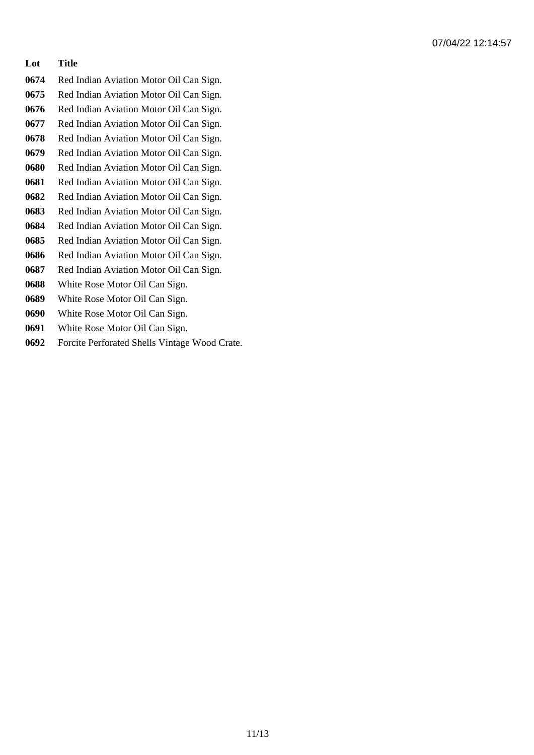| Lot | Title |
|---|---|
| 0674 | Red Indian Aviation Motor Oil Can Sign. |
| 0675 | Red Indian Aviation Motor Oil Can Sign. |
| 0676 | Red Indian Aviation Motor Oil Can Sign. |
| 0677 | Red Indian Aviation Motor Oil Can Sign. |
| 0678 | Red Indian Aviation Motor Oil Can Sign. |
| 0679 | Red Indian Aviation Motor Oil Can Sign. |
| 0680 | Red Indian Aviation Motor Oil Can Sign. |
| 0681 | Red Indian Aviation Motor Oil Can Sign. |
| 0682 | Red Indian Aviation Motor Oil Can Sign. |
| 0683 | Red Indian Aviation Motor Oil Can Sign. |
| 0684 | Red Indian Aviation Motor Oil Can Sign. |
| 0685 | Red Indian Aviation Motor Oil Can Sign. |
| 0686 | Red Indian Aviation Motor Oil Can Sign. |
| 0687 | Red Indian Aviation Motor Oil Can Sign. |
| 0688 | White Rose Motor Oil Can Sign. |
| 0689 | White Rose Motor Oil Can Sign. |
| 0690 | White Rose Motor Oil Can Sign. |
| 0691 | White Rose Motor Oil Can Sign. |
| 0692 | Forcite Perforated Shells Vintage Wood Crate. |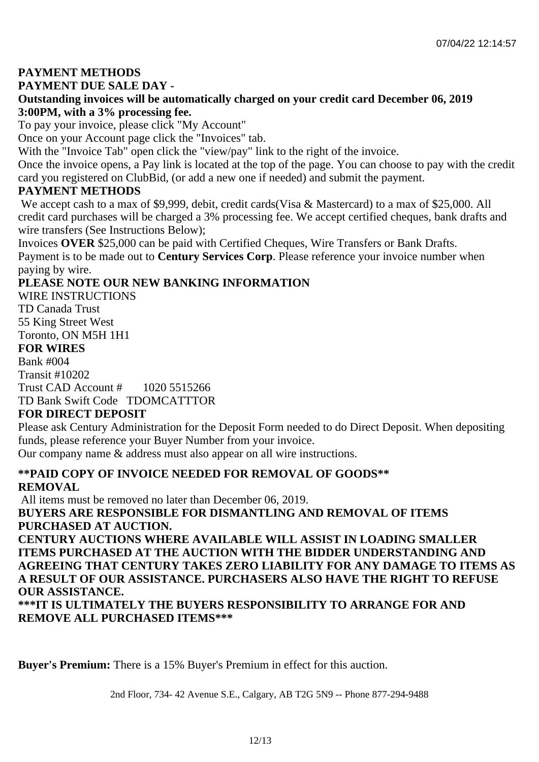**PAYMENT METHODS**

**PAYMENT DUE SALE DAY -**

**Outstanding invoices will be automatically charged on your credit card December 06, 2019 3:00PM, with a 3% processing fee.**

To pay your invoice, please click "My Account"

Once on your Account page click the "Invoices" tab.

With the "Invoice Tab" open click the "view/pay" link to the right of the invoice.

Once the invoice opens, a Pay link is located at the top of the page. You can choose to pay with the credit card you registered on ClubBid, (or add a new one if needed) and submit the payment.

**PAYMENT METHODS**

We accept cash to a max of $9,999, debit, credit cards(Visa & Mastercard) to a max of $25,000. All credit card purchases will be charged a 3% processing fee. We accept certified cheques, bank drafts and wire transfers (See Instructions Below);

Invoices **OVER** $25,000 can be paid with Certified Cheques, Wire Transfers or Bank Drafts.

Payment is to be made out to **Century Services Corp**. Please reference your invoice number when paying by wire.

**PLEASE NOTE OUR NEW BANKING INFORMATION**

WIRE INSTRUCTIONS

TD Canada Trust

55 King Street West

Toronto, ON M5H 1H1

**FOR WIRES**

Bank #004

Transit #10202

Trust CAD Account # 1020 5515266

TD Bank Swift Code TDOMCATTTOR

**FOR DIRECT DEPOSIT**

Please ask Century Administration for the Deposit Form needed to do Direct Deposit. When depositing funds, please reference your Buyer Number from your invoice.

Our company name & address must also appear on all wire instructions.

**\*\*PAID COPY OF INVOICE NEEDED FOR REMOVAL OF GOODS\*\***

**REMOVAL**

All items must be removed no later than December 06, 2019.

**BUYERS ARE RESPONSIBLE FOR DISMANTLING AND REMOVAL OF ITEMS PURCHASED AT AUCTION.**

**CENTURY AUCTIONS WHERE AVAILABLE WILL ASSIST IN LOADING SMALLER ITEMS PURCHASED AT THE AUCTION WITH THE BIDDER UNDERSTANDING AND AGREEING THAT CENTURY TAKES ZERO LIABILITY FOR ANY DAMAGE TO ITEMS AS A RESULT OF OUR ASSISTANCE. PURCHASERS ALSO HAVE THE RIGHT TO REFUSE OUR ASSISTANCE.**

**\*\*\*IT IS ULTIMATELY THE BUYERS RESPONSIBILITY TO ARRANGE FOR AND REMOVE ALL PURCHASED ITEMS\*\*\***

**Buyer's Premium:** There is a 15% Buyer's Premium in effect for this auction.